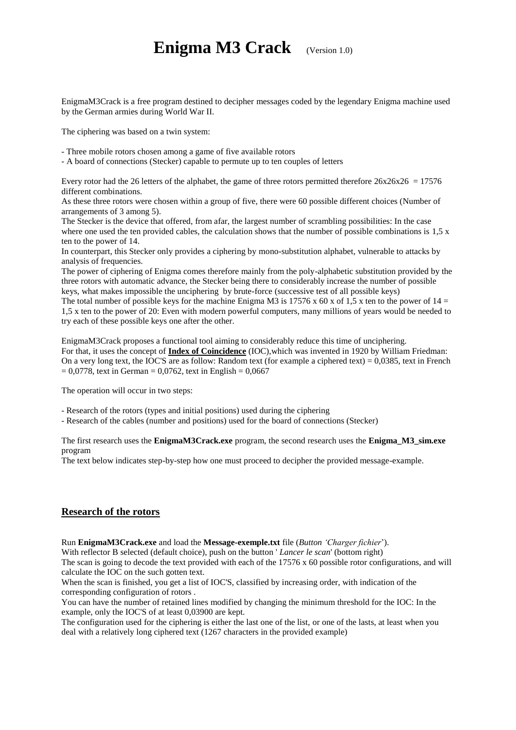# Enigma M3 Crack (Version 1.0)

EnigmaM3Crack is a free program destined to decipher messages coded by the legendary Enigma machine used by the German armies during World War II.

The ciphering was based on a twin system:

- Three mobile rotors chosen among a game of five available rotors
- A board of connections (Stecker) capable to permute up to ten couples of letters

Every rotor had the 26 letters of the alphabet, the game of three rotors permitted therefore 26x26x26 = 17576 different combinations.
As these three rotors were chosen within a group of five, there were 60 possible different choices (Number of arrangements of 3 among 5).
The Stecker is the device that offered, from afar, the largest number of scrambling possibilities: In the case where one used the ten provided cables, the calculation shows that the number of possible combinations is 1,5 x ten to the power of 14.
In counterpart, this Stecker only provides a ciphering by mono-substitution alphabet, vulnerable to attacks by analysis of frequencies.
The power of ciphering of Enigma comes therefore mainly from the poly-alphabetic substitution provided by the three rotors with automatic advance, the Stecker being there to considerably increase the number of possible keys, what makes impossible the unciphering by brute-force (successive test of all possible keys)
The total number of possible keys for the machine Enigma M3 is 17576 x 60 x of 1,5 x ten to the power of 14 = 1,5 x ten to the power of 20: Even with modern powerful computers, many millions of years would be needed to try each of these possible keys one after the other.

EnigmaM3Crack proposes a functional tool aiming to considerably reduce this time of unciphering.
For that, it uses the concept of **Index of Coincidence** (IOC),which was invented in 1920 by William Friedman: On a very long text, the IOC'S are as follow: Random text (for example a ciphered text) = 0,0385, text in French = 0,0778, text in German = 0,0762, text in English = 0,0667

The operation will occur in two steps:

- Research of the rotors (types and initial positions) used during the ciphering
- Research of the cables (number and positions) used for the board of connections (Stecker)

The first research uses the **EnigmaM3Crack.exe** program, the second research uses the **Enigma_M3_sim.exe** program
The text below indicates step-by-step how one must proceed to decipher the provided message-example.

## Research of the rotors

Run **EnigmaM3Crack.exe** and load the **Message-exemple.txt** file (*Button 'Charger fichier*').
With reflector B selected (default choice), push on the button ' *Lancer le scan*' (bottom right)
The scan is going to decode the text provided with each of the 17576 x 60 possible rotor configurations, and will calculate the IOC on the such gotten text.
When the scan is finished, you get a list of IOC'S, classified by increasing order, with indication of the corresponding configuration of rotors .
You can have the number of retained lines modified by changing the minimum threshold for the IOC: In the example, only the IOC'S of at least 0,03900 are kept.
The configuration used for the ciphering is either the last one of the list, or one of the lasts, at least when you deal with a relatively long ciphered text (1267 characters in the provided example)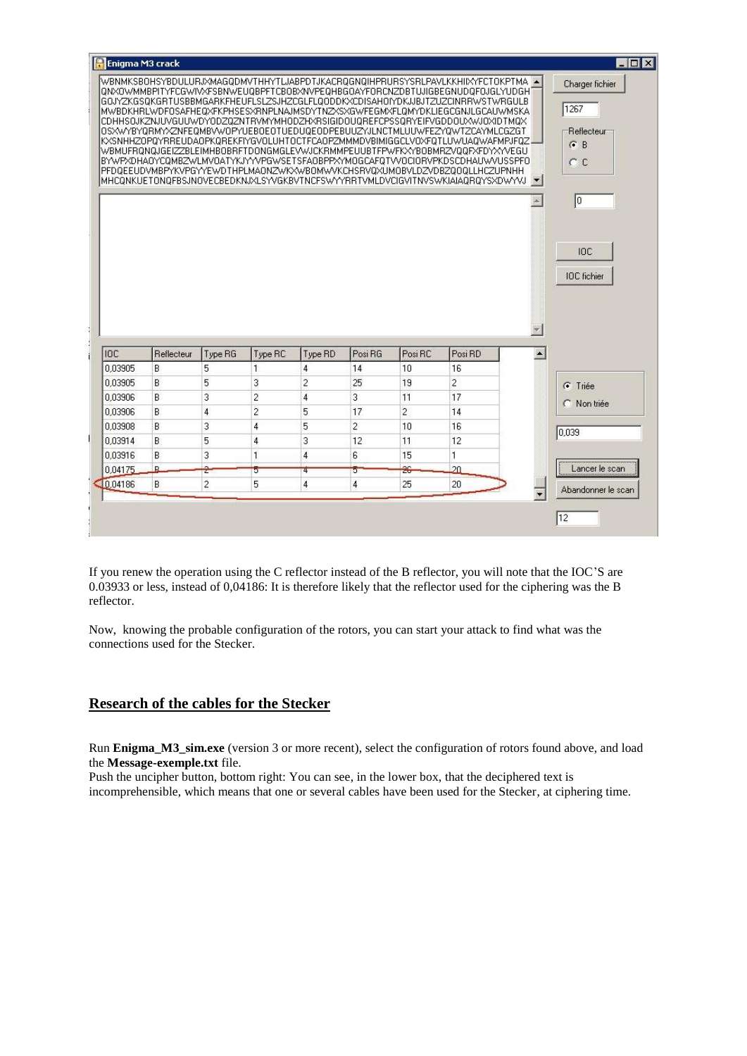If you renew the operation using the C reflector instead of the B reflector, you will note that the IOC'S are 0.03933 or less, instead of 0,04186: It is therefore likely that the reflector used for the ciphering was the B reflector.

Now, knowing the probable configuration of the rotors, you can start your attack to find what was the connections used for the Stecker.

## Research of the cables for the Stecker

Run **Enigma_M3_sim.exe** (version 3 or more recent), select the configuration of rotors found above, and load the **Message-exemple.txt** file.

Push the uncipher button, bottom right: You can see, in the lower box, that the deciphered text is incomprehensible, which means that one or several cables have been used for the Stecker, at ciphering time.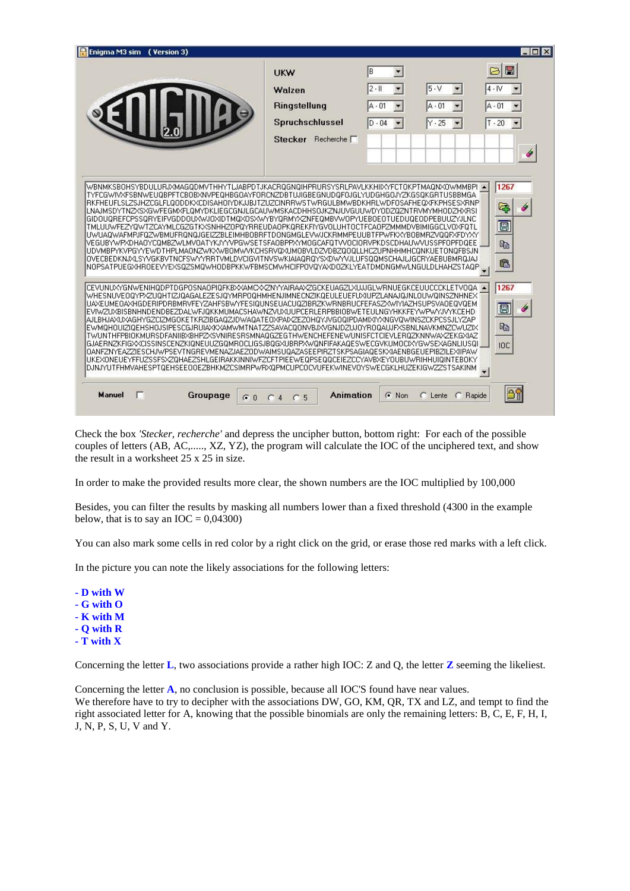Check the box *'Stecker, recherche'* and depress the uncipher button, bottom right: For each of the possible couples of letters (AB, AC,....., XZ, YZ), the program will calculate the IOC of the unciphered text, and show the result in a worksheet 25 x 25 in size.

In order to make the provided results more clear, the shown numbers are the IOC multiplied by 100,000

Besides, you can filter the results by masking all numbers lower than a fixed threshold (4300 in the example below, that is to say an IOC = 0,04300)

You can also mark some cells in red color by a right click on the grid, or erase those red marks with a left click.

In the picture you can note the likely associations for the following letters:

- **D with W**
- **G with O**
- **K with M**
- **Q with R**
- **T with X**

Concerning the letter **L**, two associations provide a rather high IOC: Z and Q, the letter **Z** seeming the likeliest.

Concerning the letter **A**, no conclusion is possible, because all IOC'S found have near values.
We therefore have to try to decipher with the associations DW, GO, KM, QR, TX and LZ, and tempt to find the right associated letter for A, knowing that the possible binomials are only the remaining letters: B, C, E, F, H, I, J, N, P, S, U, V and Y.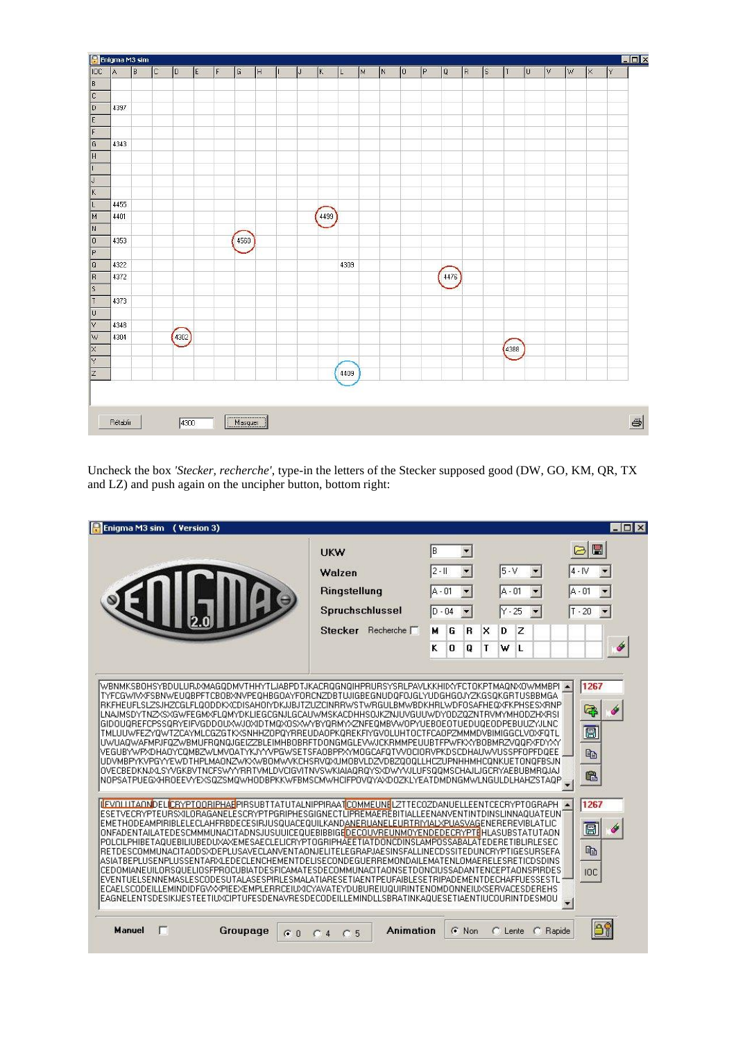Uncheck the box *'Stecker, recherche'*, type-in the letters of the Stecker supposed good (DW, GO, KM, QR, TX and LZ) and push again on the uncipher button, bottom right: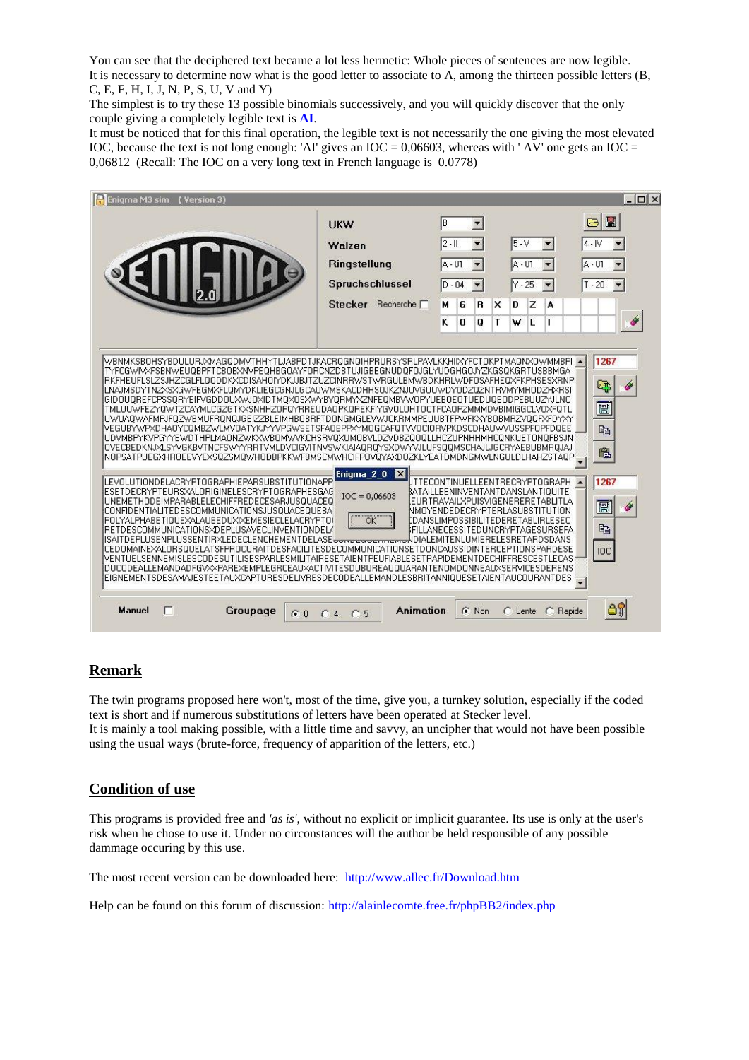You can see that the deciphered text became a lot less hermetic: Whole pieces of sentences are now legible.
It is necessary to determine now what is the good letter to associate to A, among the thirteen possible letters (B, C, E, F, H, I, J, N, P, S, U, V and Y)
The simplest is to try these 13 possible binomials successively, and you will quickly discover that the only couple giving a completely legible text is **AI**.
It must be noticed that for this final operation, the legible text is not necessarily the one giving the most elevated IOC, because the text is not long enough: 'AI' gives an IOC = 0,06603, whereas with ' AV' one gets an IOC = 0,06812 (Recall: The IOC on a very long text in French language is 0.0778)

## Remark

The twin programs proposed here won't, most of the time, give you, a turnkey solution, especially if the coded text is short and if numerous substitutions of letters have been operated at Stecker level.
It is mainly a tool making possible, with a little time and savvy, an uncipher that would not have been possible using the usual ways (brute-force, frequency of apparition of the letters, etc.)

## Condition of use

This programs is provided free and *'as is'*, without no explicit or implicit guarantee. Its use is only at the user's risk when he chose to use it. Under no circonstances will the author be held responsible of any possible dammage occuring by this use.

The most recent version can be downloaded here: http://www.allec.fr/Download.htm

Help can be found on this forum of discussion: http://alainlecomte.free.fr/phpBB2/index.php